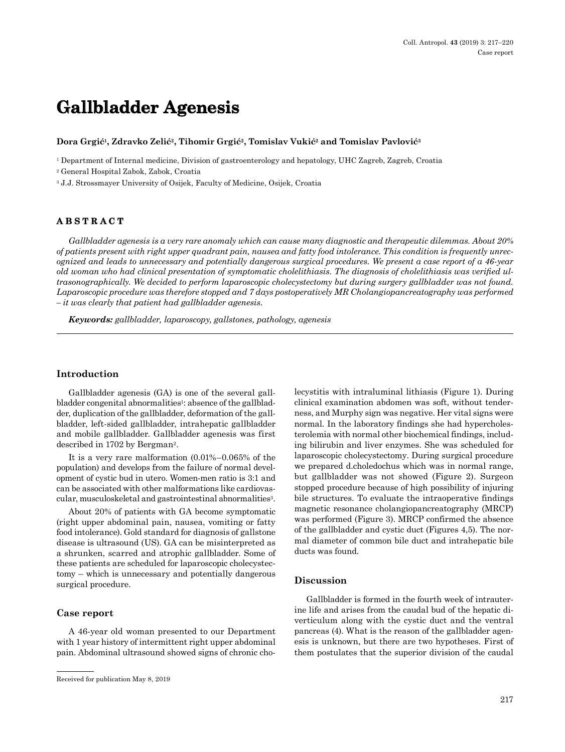# Gallbladder Agenesis

**Dora Grgić[1], Zdravko Zelić[2], Tihomir Grgić[2], Tomislav Vukić[2] and Tomislav Pavlović[3]**

[1] Department of Internal medicine, Division of gastroenterology and hepatology, UHC Zagreb, Zagreb, Croatia

[2] General Hospital Zabok, Zabok, Croatia

[3] J.J. Strossmayer University of Osijek, Faculty of Medicine, Osijek, Croatia

## ABSTRACT

*Gallbladder agenesis is a very rare anomaly which can cause many diagnostic and therapeutic dilemmas. About 20% of patients present with right upper quadrant pain, nausea and fatty food intolerance. This condition is frequently unrecognized and leads to unnecessary and potentially dangerous surgical procedures. We present a case report of a 46-year old woman who had clinical presentation of symptomatic cholelithiasis. The diagnosis of cholelithiasis was verified ultrasonographically. We decided to perform laparoscopic cholecystectomy but during surgery gallbladder was not found. Laparoscopic procedure was therefore stopped and 7 days postoperatively MR Cholangiopancreatography was performed – it was clearly that patient had gallbladder agenesis.*

***Keywords:*** *gallbladder, laparoscopy, gallstones, pathology, agenesis*

## Introduction

Gallbladder agenesis (GA) is one of the several gallbladder congenital abnormalities[1]: absence of the gallbladder, duplication of the gallbladder, deformation of the gallbladder, left-sided gallbladder, intrahepatic gallbladder and mobile gallbladder. Gallbladder agenesis was first described in 1702 by Bergman[2].

It is a very rare malformation (0.01%–0.065% of the population) and develops from the failure of normal development of cystic bud in utero. Women-men ratio is 3:1 and can be associated with other malformations like cardiovascular, musculoskeletal and gastrointestinal abnormalities[3].

About 20% of patients with GA become symptomatic (right upper abdominal pain, nausea, vomiting or fatty food intolerance). Gold standard for diagnosis of gallstone disease is ultrasound (US). GA can be misinterpreted as a shrunken, scarred and atrophic gallbladder. Some of these patients are scheduled for laparoscopic cholecystectomy – which is unnecessary and potentially dangerous surgical procedure.

## Case report

A 46-year old woman presented to our Department with 1 year history of intermittent right upper abdominal pain. Abdominal ultrasound showed signs of chronic cholecystitis with intraluminal lithiasis (Figure 1). During clinical examination abdomen was soft, without tenderness, and Murphy sign was negative. Her vital signs were normal. In the laboratory findings she had hypercholesterolemia with normal other biochemical findings, including bilirubin and liver enzymes. She was scheduled for laparoscopic cholecystectomy. During surgical procedure we prepared d.choledochus which was in normal range, but gallbladder was not showed (Figure 2). Surgeon stopped procedure because of high possibility of injuring bile structures. To evaluate the intraoperative findings magnetic resonance cholangiopancreatography (MRCP) was performed (Figure 3). MRCP confirmed the absence of the gallbladder and cystic duct (Figures 4,5). The normal diameter of common bile duct and intrahepatic bile ducts was found.

## Discussion

Gallbladder is formed in the fourth week of intrauterine life and arises from the caudal bud of the hepatic diverticulum along with the cystic duct and the ventral pancreas (4). What is the reason of the gallbladder agenesis is unknown, but there are two hypotheses. First of them postulates that the superior division of the caudal

Received for publication May 8, 2019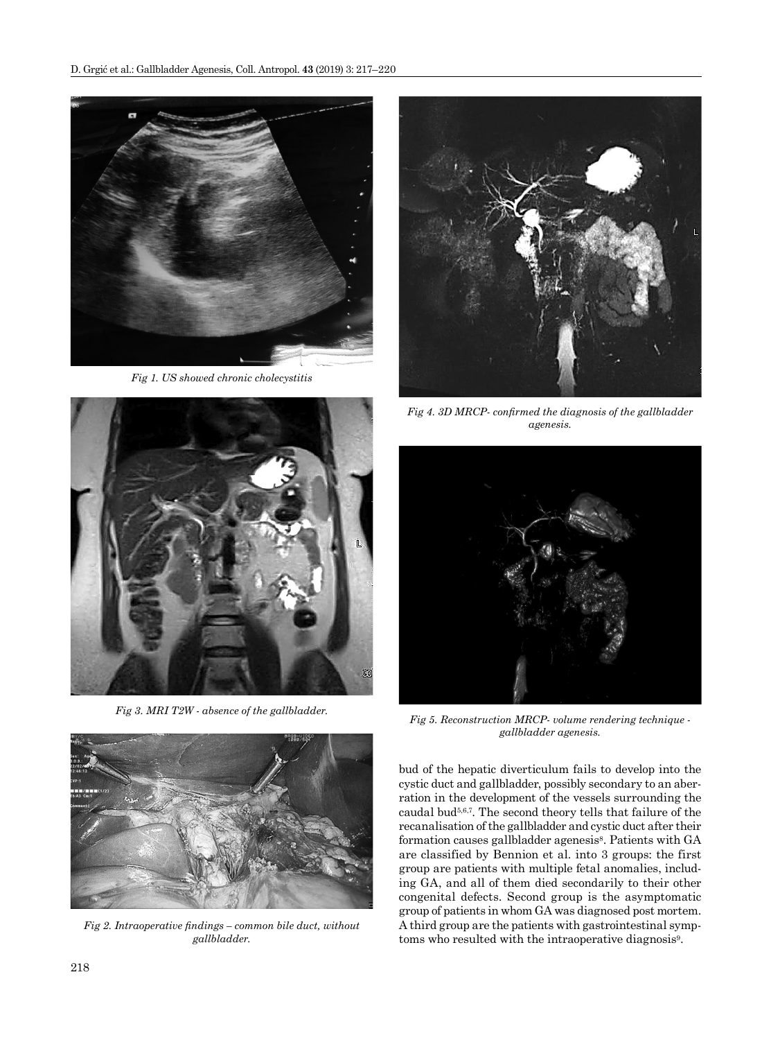Fig 1. US showed chronic cholecystitis

Fig 3. MRI T2W - absence of the gallbladder.

Fig 2. Intraoperative findings – common bile duct, without gallbladder.

Fig 4. 3D MRCP- confirmed the diagnosis of the gallbladder agenesis.

Fig 5. Reconstruction MRCP- volume rendering technique - gallbladder agenesis.

bud of the hepatic diverticulum fails to develop into the cystic duct and gallbladder, possibly secondary to an aberration in the development of the vessels surrounding the caudal bud[5,6,7]. The second theory tells that failure of the recanalisation of the gallbladder and cystic duct after their formation causes gallbladder agenesis[8]. Patients with GA are classified by Bennion et al. into 3 groups: the first group are patients with multiple fetal anomalies, including GA, and all of them died secondarily to their other congenital defects. Second group is the asymptomatic group of patients in whom GA was diagnosed post mortem. A third group are the patients with gastrointestinal symptoms who resulted with the intraoperative diagnosis[9].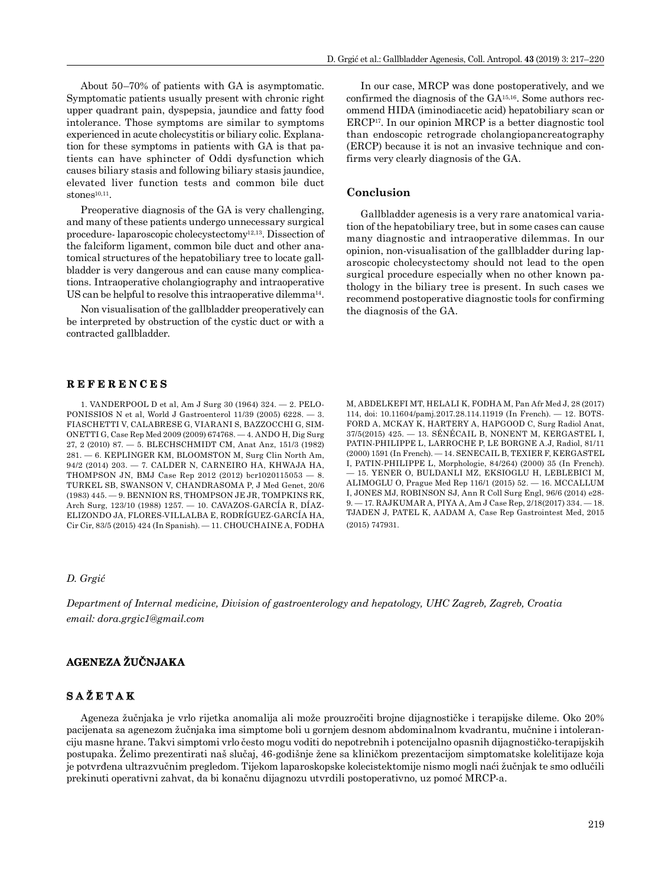About 50–70% of patients with GA is asymptomatic. Symptomatic patients usually present with chronic right upper quadrant pain, dyspepsia, jaundice and fatty food intolerance. Those symptoms are similar to symptoms experienced in acute cholecystitis or biliary colic. Explanation for these symptoms in patients with GA is that patients can have sphincter of Oddi dysfunction which causes biliary stasis and following biliary stasis jaundice, elevated liver function tests and common bile duct stones[10,11].

Preoperative diagnosis of the GA is very challenging, and many of these patients undergo unnecessary surgical procedure- laparoscopic cholecystectomy[12,13]. Dissection of the falciform ligament, common bile duct and other anatomical structures of the hepatobiliary tree to locate gallbladder is very dangerous and can cause many complications. Intraoperative cholangiography and intraoperative US can be helpful to resolve this intraoperative dilemma[14].

Non visualisation of the gallbladder preoperatively can be interpreted by obstruction of the cystic duct or with a contracted gallbladder.

In our case, MRCP was done postoperatively, and we confirmed the diagnosis of the GA[15,16]. Some authors recommend HIDA (iminodiacetic acid) hepatobiliary scan or ERCP[17]. In our opinion MRCP is a better diagnostic tool than endoscopic retrograde cholangiopancreatography (ERCP) because it is not an invasive technique and confirms very clearly diagnosis of the GA.

## Conclusion

Gallbladder agenesis is a very rare anatomical variation of the hepatobiliary tree, but in some cases can cause many diagnostic and intraoperative dilemmas. In our opinion, non-visualisation of the gallbladder during laparoscopic cholecystectomy should not lead to the open surgical procedure especially when no other known pathology in the biliary tree is present. In such cases we recommend postoperative diagnostic tools for confirming the diagnosis of the GA.

## REFERENCES

1. VANDERPOOL D et al, Am J Surg 30 (1964) 324. — 2. PELOPONISSIOS N et al, World J Gastroenterol 11/39 (2005) 6228. — 3. FIASCHETTI V, CALABRESE G, VIARANI S, BAZZOCCHI G, SIMONETTI G, Case Rep Med 2009 (2009) 674768. — 4. ANDO H, Dig Surg 27, 2 (2010) 87. — 5. BLECHSCHMIDT CM, Anat Anz, 151/3 (1982) 281. — 6. KEPLINGER KM, BLOOMSTON M, Surg Clin North Am, 94/2 (2014) 203. — 7. CALDER N, CARNEIRO HA, KHWAJA HA, THOMPSON JN, BMJ Case Rep 2012 (2012) bcr1020115053 — 8. TURKEL SB, SWANSON V, CHANDRASOMA P, J Med Genet, 20/6 (1983) 445. — 9. BENNION RS, THOMPSON JE JR, TOMPKINS RK, Arch Surg, 123/10 (1988) 1257. — 10. CAVAZOS-GARCÍA R, DÍAZ-ELIZONDO JA, FLORES-VILLALBA E, RODRÍGUEZ-GARCÍA HA, Cir Cir, 83/5 (2015) 424 (In Spanish). — 11. CHOUCHAINE A, FODHA M, ABDELKEFI MT, HELALI K, FODHA M, Pan Afr Med J, 28 (2017) 114, doi: 10.11604/pamj.2017.28.114.11919 (In French). — 12. BOTSFORD A, MCKAY K, HARTERY A, HAPGOOD C, Surg Radiol Anat, 37/5(2015) 425. — 13. SÉNÉCAIL B, NONENT M, KERGASTEL I, PATIN-PHILIPPE L, LARROCHE P, LE BORGNE A.J, Radiol, 81/11 (2000) 1591 (In French). — 14. SENECAIL B, TEXIER F, KERGASTEL I, PATIN-PHILIPPE L, Morphologie, 84/264) (2000) 35 (In French). — 15. YENER O, BULDANLI MZ, EKSIOGLU H, LEBLEBICI M, ALIMOGLU O, Prague Med Rep 116/1 (2015) 52. — 16. MCCALLUM I, JONES MJ, ROBINSON SJ, Ann R Coll Surg Engl, 96/6 (2014) e28-9. — 17. RAJKUMAR A, PIYA A, Am J Case Rep, 2/18(2017) 334. — 18. TJADEN J, PATEL K, AADAM A, Case Rep Gastrointest Med, 2015 (2015) 747931.

*D. Grgić*

*Department of Internal medicine, Division of gastroenterology and hepatology, UHC Zagreb, Zagreb, Croatia*
*email: dora.grgic1@gmail.com*

## AGENEZA ŽUČNJAKA

## SAŽETAK

Ageneza žučnjaka je vrlo rijetka anomalija ali može prouzročiti brojne dijagnostičke i terapijske dileme. Oko 20% pacijenata sa agenezom žučnjaka ima simptome boli u gornjem desnom abdominalnom kvadrantu, mučnine i intoleranciju masne hrane. Takvi simptomi vrlo često mogu voditi do nepotrebnih i potencijalno opasnih dijagnostičko-terapijskih postupaka. Želimo prezentirati naš slučaj, 46-godišnje žene sa kliničkom prezentacijom simptomatske kolelitijaze koja je potvrđena ultrazvučnim pregledom. Tijekom laparoskopske kolecistektomije nismo mogli naći žučnjak te smo odlučili prekinuti operativni zahvat, da bi konačnu dijagnozu utvrdili postoperativno, uz pomoć MRCP-a.